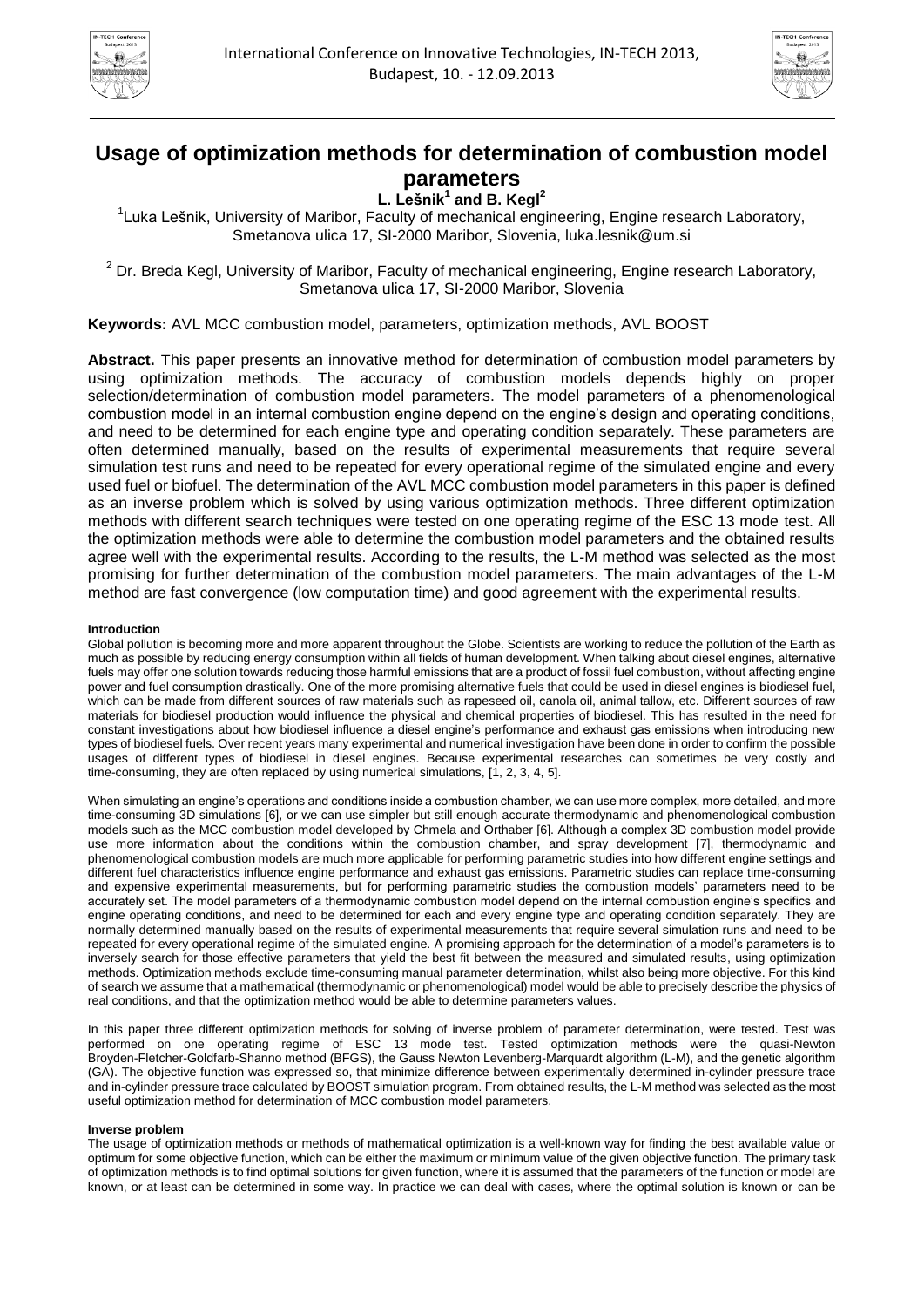# Usage of optimization methods for determination of combustion model parameters

**L. Lešnik[1] and B. Kegl[2]**

[1]Luka Lešnik, University of Maribor, Faculty of mechanical engineering, Engine research Laboratory, Smetanova ulica 17, SI-2000 Maribor, Slovenia, luka.lesnik@um.si

[2] Dr. Breda Kegl, University of Maribor, Faculty of mechanical engineering, Engine research Laboratory, Smetanova ulica 17, SI-2000 Maribor, Slovenia

**Keywords:** AVL MCC combustion model, parameters, optimization methods, AVL BOOST

**Abstract.** This paper presents an innovative method for determination of combustion model parameters by using optimization methods. The accuracy of combustion models depends highly on proper selection/determination of combustion model parameters. The model parameters of a phenomenological combustion model in an internal combustion engine depend on the engine's design and operating conditions, and need to be determined for each engine type and operating condition separately. These parameters are often determined manually, based on the results of experimental measurements that require several simulation test runs and need to be repeated for every operational regime of the simulated engine and every used fuel or biofuel. The determination of the AVL MCC combustion model parameters in this paper is defined as an inverse problem which is solved by using various optimization methods. Three different optimization methods with different search techniques were tested on one operating regime of the ESC 13 mode test. All the optimization methods were able to determine the combustion model parameters and the obtained results agree well with the experimental results. According to the results, the L-M method was selected as the most promising for further determination of the combustion model parameters. The main advantages of the L-M method are fast convergence (low computation time) and good agreement with the experimental results.

## Introduction

Global pollution is becoming more and more apparent throughout the Globe. Scientists are working to reduce the pollution of the Earth as much as possible by reducing energy consumption within all fields of human development. When talking about diesel engines, alternative fuels may offer one solution towards reducing those harmful emissions that are a product of fossil fuel combustion, without affecting engine power and fuel consumption drastically. One of the more promising alternative fuels that could be used in diesel engines is biodiesel fuel, which can be made from different sources of raw materials such as rapeseed oil, canola oil, animal tallow, etc. Different sources of raw materials for biodiesel production would influence the physical and chemical properties of biodiesel. This has resulted in the need for constant investigations about how biodiesel influence a diesel engine's performance and exhaust gas emissions when introducing new types of biodiesel fuels. Over recent years many experimental and numerical investigation have been done in order to confirm the possible usages of different types of biodiesel in diesel engines. Because experimental researches can sometimes be very costly and time-consuming, they are often replaced by using numerical simulations, [1, 2, 3, 4, 5].

When simulating an engine's operations and conditions inside a combustion chamber, we can use more complex, more detailed, and more time-consuming 3D simulations [6], or we can use simpler but still enough accurate thermodynamic and phenomenological combustion models such as the MCC combustion model developed by Chmela and Orthaber [6]. Although a complex 3D combustion model provide use more information about the conditions within the combustion chamber, and spray development [7], thermodynamic and phenomenological combustion models are much more applicable for performing parametric studies into how different engine settings and different fuel characteristics influence engine performance and exhaust gas emissions. Parametric studies can replace time-consuming and expensive experimental measurements, but for performing parametric studies the combustion models' parameters need to be accurately set. The model parameters of a thermodynamic combustion model depend on the internal combustion engine's specifics and engine operating conditions, and need to be determined for each and every engine type and operating condition separately. They are normally determined manually based on the results of experimental measurements that require several simulation runs and need to be repeated for every operational regime of the simulated engine. A promising approach for the determination of a model's parameters is to inversely search for those effective parameters that yield the best fit between the measured and simulated results, using optimization methods. Optimization methods exclude time-consuming manual parameter determination, whilst also being more objective. For this kind of search we assume that a mathematical (thermodynamic or phenomenological) model would be able to precisely describe the physics of real conditions, and that the optimization method would be able to determine parameters values.

In this paper three different optimization methods for solving of inverse problem of parameter determination, were tested. Test was performed on one operating regime of ESC 13 mode test. Tested optimization methods were the quasi-Newton Broyden-Fletcher-Goldfarb-Shanno method (BFGS), the Gauss Newton Levenberg-Marquardt algorithm (L-M), and the genetic algorithm (GA). The objective function was expressed so, that minimize difference between experimentally determined in-cylinder pressure trace and in-cylinder pressure trace calculated by BOOST simulation program. From obtained results, the L-M method was selected as the most useful optimization method for determination of MCC combustion model parameters.

## Inverse problem

The usage of optimization methods or methods of mathematical optimization is a well-known way for finding the best available value or optimum for some objective function, which can be either the maximum or minimum value of the given objective function. The primary task of optimization methods is to find optimal solutions for given function, where it is assumed that the parameters of the function or model are known, or at least can be determined in some way. In practice we can deal with cases, where the optimal solution is known or can be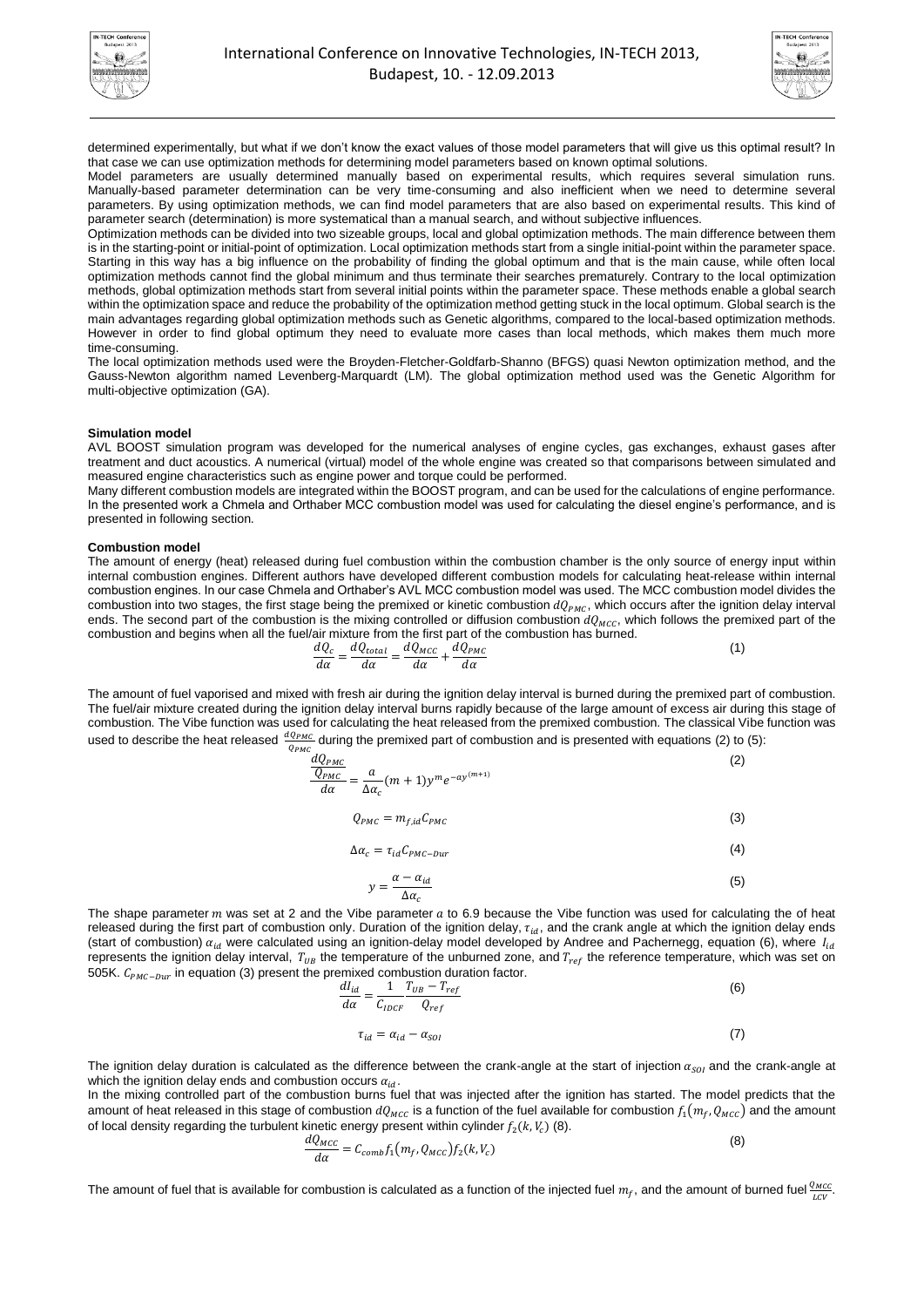determined experimentally, but what if we don't know the exact values of those model parameters that will give us this optimal result? In that case we can use optimization methods for determining model parameters based on known optimal solutions.

Model parameters are usually determined manually based on experimental results, which requires several simulation runs. Manually-based parameter determination can be very time-consuming and also inefficient when we need to determine several parameters. By using optimization methods, we can find model parameters that are also based on experimental results. This kind of parameter search (determination) is more systematical than a manual search, and without subjective influences.

Optimization methods can be divided into two sizeable groups, local and global optimization methods. The main difference between them is in the starting-point or initial-point of optimization. Local optimization methods start from a single initial-point within the parameter space. Starting in this way has a big influence on the probability of finding the global optimum and that is the main cause, while often local optimization methods cannot find the global minimum and thus terminate their searches prematurely. Contrary to the local optimization methods, global optimization methods start from several initial points within the parameter space. These methods enable a global search within the optimization space and reduce the probability of the optimization method getting stuck in the local optimum. Global search is the main advantages regarding global optimization methods such as Genetic algorithms, compared to the local-based optimization methods. However in order to find global optimum they need to evaluate more cases than local methods, which makes them much more time-consuming.

The local optimization methods used were the Broyden-Fletcher-Goldfarb-Shanno (BFGS) quasi Newton optimization method, and the Gauss-Newton algorithm named Levenberg-Marquardt (LM). The global optimization method used was the Genetic Algorithm for multi-objective optimization (GA).

**Simulation model**

AVL BOOST simulation program was developed for the numerical analyses of engine cycles, gas exchanges, exhaust gases after treatment and duct acoustics. A numerical (virtual) model of the whole engine was created so that comparisons between simulated and measured engine characteristics such as engine power and torque could be performed.

Many different combustion models are integrated within the BOOST program, and can be used for the calculations of engine performance. In the presented work a Chmela and Orthaber MCC combustion model was used for calculating the diesel engine's performance, and is presented in following section.

**Combustion model**

The amount of energy (heat) released during fuel combustion within the combustion chamber is the only source of energy input within internal combustion engines. Different authors have developed different combustion models for calculating heat-release within internal combustion engines. In our case Chmela and Orthaber's AVL MCC combustion model was used. The MCC combustion model divides the combustion into two stages, the first stage being the premixed or kinetic combustion $dQ_{PMC}$, which occurs after the ignition delay interval ends. The second part of the combustion is the mixing controlled or diffusion combustion $dQ_{MCC}$, which follows the premixed part of the combustion and begins when all the fuel/air mixture from the first part of the combustion has burned.

$$\frac{dQ_c}{d\alpha} = \frac{dQ_{total}}{d\alpha} = \frac{dQ_{MCC}}{d\alpha} + \frac{dQ_{PMC}}{d\alpha} \tag{1}$$

The amount of fuel vaporised and mixed with fresh air during the ignition delay interval is burned during the premixed part of combustion. The fuel/air mixture created during the ignition delay interval burns rapidly because of the large amount of excess air during this stage of combustion. The Vibe function was used for calculating the heat released from the premixed combustion. The classical Vibe function was used to describe the heat released $\frac{dQ_{PMC}}{Q_{PMC}}$ during the premixed part of combustion and is presented with equations (2) to (5):

$$\frac{\frac{dQ_{PMC}}{Q_{PMC}}}{d\alpha} = \frac{a}{\Delta\alpha_c}(m+1)y^m e^{-ay^{(m+1)}} \tag{2}$$

$$Q_{PMC} = m_{f,id} C_{PMC} \tag{3}$$

$$\Delta\alpha_c = \tau_{id} C_{PMC-Dur} \tag{4}$$

$$y = \frac{\alpha - \alpha_{id}}{\Delta\alpha_c} \tag{5}$$

The shape parameter $m$ was set at 2 and the Vibe parameter $a$ to 6.9 because the Vibe function was used for calculating the of heat released during the first part of combustion only. Duration of the ignition delay, $\tau_{id}$, and the crank angle at which the ignition delay ends (start of combustion) $\alpha_{id}$ were calculated using an ignition-delay model developed by Andree and Pachernegg, equation (6), where $I_{id}$ represents the ignition delay interval, $T_{UB}$ the temperature of the unburned zone, and $T_{ref}$ the reference temperature, which was set on 505K. $C_{PMC-Dur}$ in equation (3) present the premixed combustion duration factor.

$$\frac{dI_{id}}{d\alpha} = \frac{1}{C_{IDCF}} \frac{T_{UB} - T_{ref}}{Q_{ref}} \tag{6}$$

$$\tau_{id} = \alpha_{id} - \alpha_{SOI} \tag{7}$$

The ignition delay duration is calculated as the difference between the crank-angle at the start of injection $\alpha_{SOI}$ and the crank-angle at which the ignition delay ends and combustion occurs $\alpha_{id}$.

In the mixing controlled part of the combustion burns fuel that was injected after the ignition has started. The model predicts that the amount of heat released in this stage of combustion $dQ_{MCC}$ is a function of the fuel available for combustion $f_1(m_f, Q_{MCC})$ and the amount of local density regarding the turbulent kinetic energy present within cylinder $f_2(k, V_c)$ (8).

$$\frac{dQ_{MCC}}{d\alpha} = C_{comb} f_1(m_f, Q_{MCC}) f_2(k, V_c) \tag{8}$$

The amount of fuel that is available for combustion is calculated as a function of the injected fuel $m_f$, and the amount of burned fuel $\frac{Q_{MCC}}{LCV}$.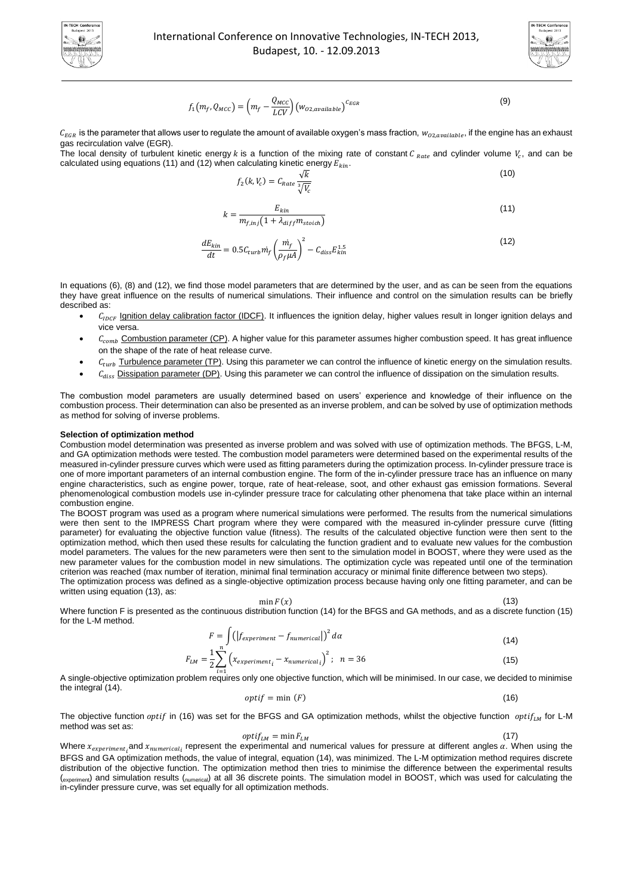$$f_1(m_f, Q_{MCC}) = \left(m_f - \frac{Q_{MCC}}{LCV}\right)\left(w_{O2,available}\right)^{C_{EGR}} \tag{9}$$

$C_{EGR}$ is the parameter that allows user to regulate the amount of available oxygen's mass fraction, $w_{O2,available}$, if the engine has an exhaust gas recirculation valve (EGR).

The local density of turbulent kinetic energy $k$ is a function of the mixing rate of constant $C_{Rate}$ and cylinder volume $V_c$, and can be calculated using equations (11) and (12) when calculating kinetic energy $E_{kin}$.

$$f_2(k, V_c) = C_{Rate}\frac{\sqrt{k}}{\sqrt[3]{V_c}} \tag{10}$$

$$k = \frac{E_{kin}}{m_{f,inj}\left(1 + \lambda_{diff} m_{stoich}\right)} \tag{11}$$

$$\frac{dE_{kin}}{dt} = 0.5 C_{turb}\dot{m}_f\left(\frac{\dot{m}_f}{\rho_f \mu A}\right)^2 - C_{diss}E_{kin}^{1.5} \tag{12}$$

In equations (6), (8) and (12), we find those model parameters that are determined by the user, and as can be seen from the equations they have great influence on the results of numerical simulations. Their influence and control on the simulation results can be briefly described as:

- $C_{IDCF}$ Ignition delay calibration factor (IDCF). It influences the ignition delay, higher values result in longer ignition delays and vice versa.
- $C_{comb}$ Combustion parameter (CP). A higher value for this parameter assumes higher combustion speed. It has great influence on the shape of the rate of heat release curve.
- $C_{turb}$ Turbulence parameter (TP). Using this parameter we can control the influence of kinetic energy on the simulation results.
- $C_{diss}$ Dissipation parameter (DP). Using this parameter we can control the influence of dissipation on the simulation results.

The combustion model parameters are usually determined based on users' experience and knowledge of their influence on the combustion process. Their determination can also be presented as an inverse problem, and can be solved by use of optimization methods as method for solving of inverse problems.

**Selection of optimization method**

Combustion model determination was presented as inverse problem and was solved with use of optimization methods. The BFGS, L-M, and GA optimization methods were tested. The combustion model parameters were determined based on the experimental results of the measured in-cylinder pressure curves which were used as fitting parameters during the optimization process. In-cylinder pressure trace is one of more important parameters of an internal combustion engine. The form of the in-cylinder pressure trace has an influence on many engine characteristics, such as engine power, torque, rate of heat-release, soot, and other exhaust gas emission formations. Several phenomenological combustion models use in-cylinder pressure trace for calculating other phenomena that take place within an internal combustion engine.

The BOOST program was used as a program where numerical simulations were performed. The results from the numerical simulations were then sent to the IMPRESS Chart program where they were compared with the measured in-cylinder pressure curve (fitting parameter) for evaluating the objective function value (fitness). The results of the calculated objective function were then sent to the optimization method, which then used these results for calculating the function gradient and to evaluate new values for the combustion model parameters. The values for the new parameters were then sent to the simulation model in BOOST, where they were used as the new parameter values for the combustion model in new simulations. The optimization cycle was repeated until one of the termination criterion was reached (max number of iteration, minimal final termination accuracy or minimal finite difference between two steps).

The optimization process was defined as a single-objective optimization process because having only one fitting parameter, and can be written using equation (13), as:

$$\min F(x) \tag{13}$$

Where function F is presented as the continuous distribution function (14) for the BFGS and GA methods, and as a discrete function (15) for the L-M method.

$$F = \int\left(\left|f_{experiment} - f_{numerical}\right|\right)^2 d\alpha \tag{14}$$

$$F_{LM} = \frac{1}{2}\sum_{i=1}^{n}\left(x_{experiment_i} - x_{numerical_i}\right)^2; \quad n = 36 \tag{15}$$

A single-objective optimization problem requires only one objective function, which will be minimised. In our case, we decided to minimise the integral (14).

$$optif = \min\,(F) \tag{16}$$

The objective function $optif$ in (16) was set for the BFGS and GA optimization methods, whilst the objective function $optif_{LM}$ for L-M method was set as:

$$optif_{LM} = \min F_{LM} \tag{17}$$

Where $x_{experiment_i}$ and $x_{numerical_i}$ represent the experimental and numerical values for pressure at different angles $\alpha$. When using the BFGS and GA optimization methods, the value of integral, equation (14), was minimized. The L-M optimization method requires discrete distribution of the objective function. The optimization method then tries to minimise the difference between the experimental results ($_{experiment}$) and simulation results ($_{numerical}$) at all 36 discrete points. The simulation model in BOOST, which was used for calculating the in-cylinder pressure curve, was set equally for all optimization methods.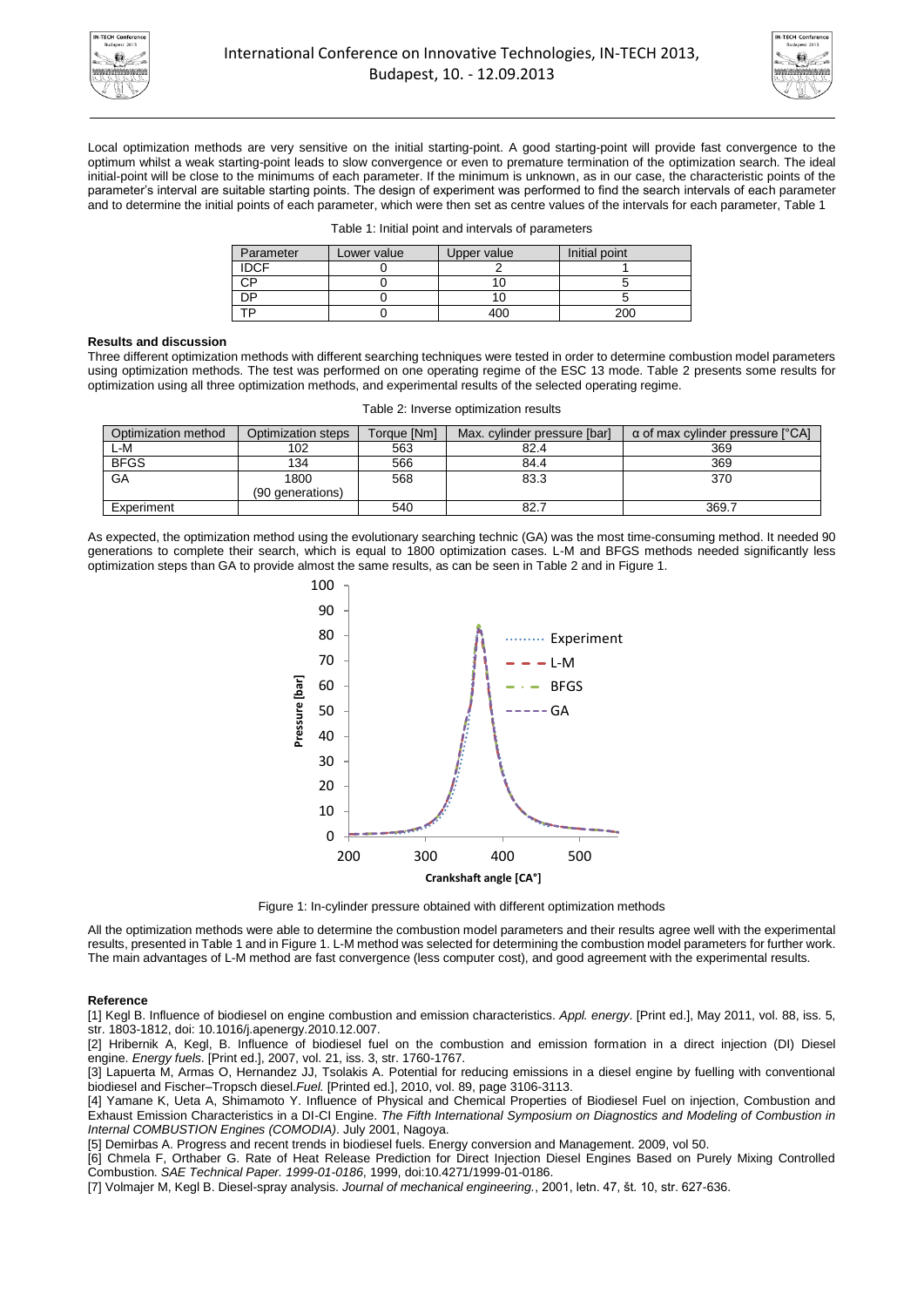Local optimization methods are very sensitive on the initial starting-point. A good starting-point will provide fast convergence to the optimum whilst a weak starting-point leads to slow convergence or even to premature termination of the optimization search. The ideal initial-point will be close to the minimums of each parameter. If the minimum is unknown, as in our case, the characteristic points of the parameter's interval are suitable starting points. The design of experiment was performed to find the search intervals of each parameter and to determine the initial points of each parameter, which were then set as centre values of the intervals for each parameter, Table 1

Table 1: Initial point and intervals of parameters

| Parameter | Lower value | Upper value | Initial point |
|---|---|---|---|
| IDCF | 0 | 2 | 1 |
| CP | 0 | 10 | 5 |
| DP | 0 | 10 | 5 |
| TP | 0 | 400 | 200 |

**Results and discussion**

Three different optimization methods with different searching techniques were tested in order to determine combustion model parameters using optimization methods. The test was performed on one operating regime of the ESC 13 mode. Table 2 presents some results for optimization using all three optimization methods, and experimental results of the selected operating regime.

Table 2: Inverse optimization results

| Optimization method | Optimization steps | Torque [Nm] | Max. cylinder pressure [bar] | α of max cylinder pressure [°CA] |
|---|---|---|---|---|
| L-M | 102 | 563 | 82.4 | 369 |
| BFGS | 134 | 566 | 84.4 | 369 |
| GA | 1800 (90 generations) | 568 | 83.3 | 370 |
| Experiment | | 540 | 82.7 | 369.7 |

As expected, the optimization method using the evolutionary searching technic (GA) was the most time-consuming method. It needed 90 generations to complete their search, which is equal to 1800 optimization cases. L-M and BFGS methods needed significantly less optimization steps than GA to provide almost the same results, as can be seen in Table 2 and in Figure 1.

Pressure [bar]
100
90
80
70
60
50
40
30
20
10
0
200
300
400
500
Crankshaft angle [CA°]
Experiment
L-M
BFGS
GA

Figure 1: In-cylinder pressure obtained with different optimization methods

All the optimization methods were able to determine the combustion model parameters and their results agree well with the experimental results, presented in Table 1 and in Figure 1. L-M method was selected for determining the combustion model parameters for further work. The main advantages of L-M method are fast convergence (less computer cost), and good agreement with the experimental results.

**Reference**

[1] Kegl B. Influence of biodiesel on engine combustion and emission characteristics. *Appl. energy*. [Print ed.], May 2011, vol. 88, iss. 5, str. 1803-1812, doi: 10.1016/j.apenergy.2010.12.007.

[2] Hribernik A, Kegl, B. Influence of biodiesel fuel on the combustion and emission formation in a direct injection (DI) Diesel engine. *Energy fuels*. [Print ed.], 2007, vol. 21, iss. 3, str. 1760-1767.

[3] Lapuerta M, Armas O, Hernandez JJ, Tsolakis A. Potential for reducing emissions in a diesel engine by fuelling with conventional biodiesel and Fischer–Tropsch diesel.*Fuel.* [Printed ed.], 2010, vol. 89, page 3106-3113.

[4] Yamane K, Ueta A, Shimamoto Y. Influence of Physical and Chemical Properties of Biodiesel Fuel on injection, Combustion and Exhaust Emission Characteristics in a DI-CI Engine. *The Fifth International Symposium on Diagnostics and Modeling of Combustion in Internal COMBUSTION Engines (COMODIA)*. July 2001, Nagoya.

[5] Demirbas A. Progress and recent trends in biodiesel fuels. Energy conversion and Management. 2009, vol 50.

[6] Chmela F, Orthaber G. Rate of Heat Release Prediction for Direct Injection Diesel Engines Based on Purely Mixing Controlled Combustion. *SAE Technical Paper. 1999-01-0186*, 1999, doi:10.4271/1999-01-0186.

[7] Volmajer M, Kegl B. Diesel-spray analysis. *Journal of mechanical engineering.*, 2001, letn. 47, št. 10, str. 627-636.